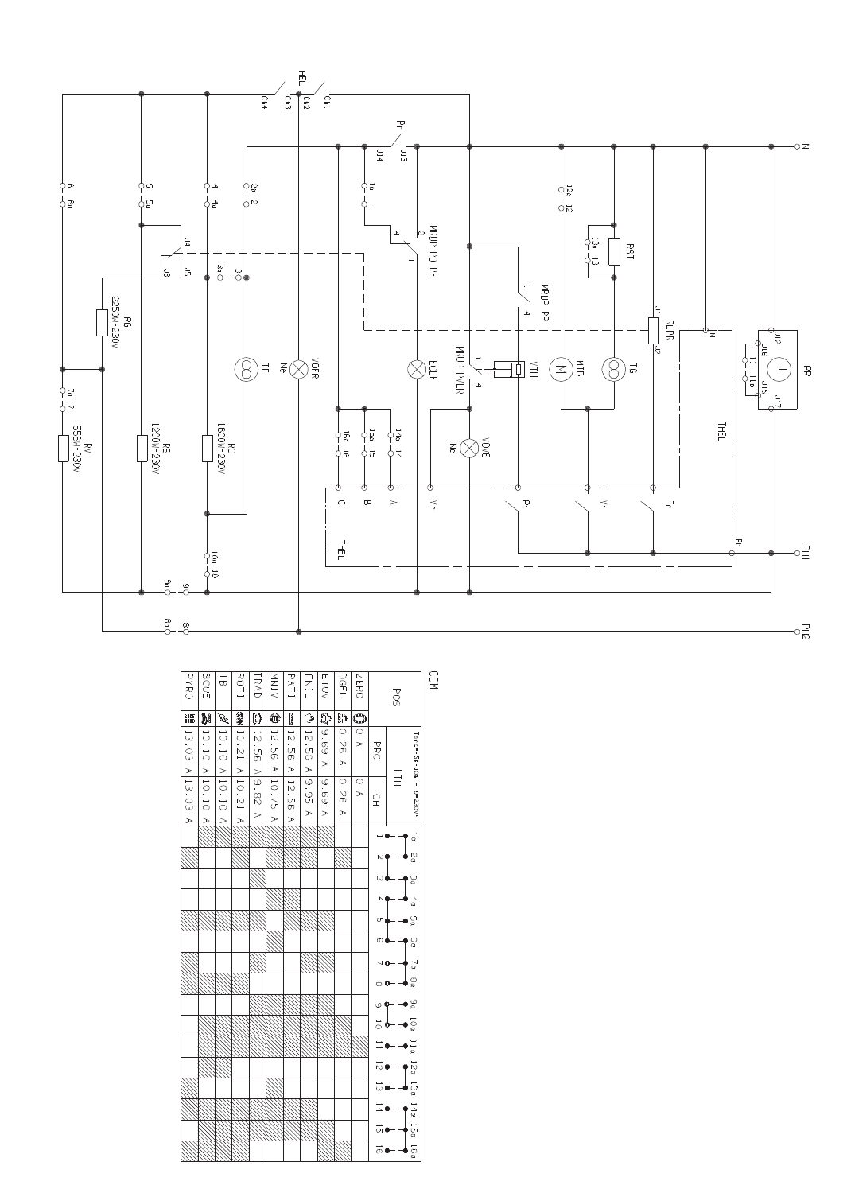COM

Tora-SE-30X - U=230V

| POS | | LTH PRC | LTH CH | 1-1a | 2-2a | 3-3a | 4-4a | 5-5a | 6-6a | 7-7a | 8-8a | 9-9a | 10-10a | 11-11a | 12-12a | 13-13a | 14-14a | 15-15a | 16-16a |
|---|---|---|---|---|---|---|---|---|---|---|---|---|---|---|---|---|---|---|---|
| ZERO | | 0 A | 0 A | | | | | | | | | | | | | | | | |
| DGEL | | 0.26 A | 0.26 A | | X | | | | | | | X | X | X | | | | | X |
| ETUV | | 9.69 A | 9.69 A | X | | | | | X | X | | X | X | X | | | | | X |
| FNIL | | 12.56 A | 9.95 A | X | | | | X | | X | | X | X | X | | | X | X | |
| PATI | | 12.56 A | 12.56 A | X | | | X | X | | X | | X | X | X | | | X | X | |
| MNIV | | 12.56 A | 10.75 A | X | | | X | | X | X | | X | X | X | | X | X | X | |
| TRAD | | 12.56 A | 9.82 A | X | | X | | X | | X | | X | X | X | | | X | X | |
| ROTI | | 10.21 A | 10.21 A | X | | | | X | | X | X | | X | X | | | X | X | |
| TB | | 10.10 A | 10.10 A | X | | | | X | | X | X | | X | X | X | | X | X | |
| BCUE | | 10.10 A | 10.10 A | X | | | | X | | X | X | | X | X | X | | X | X | |
| PYRO | | 13.03 A | 13.03 A | | X | | | X | | X | X | | | | | X | X | X | X |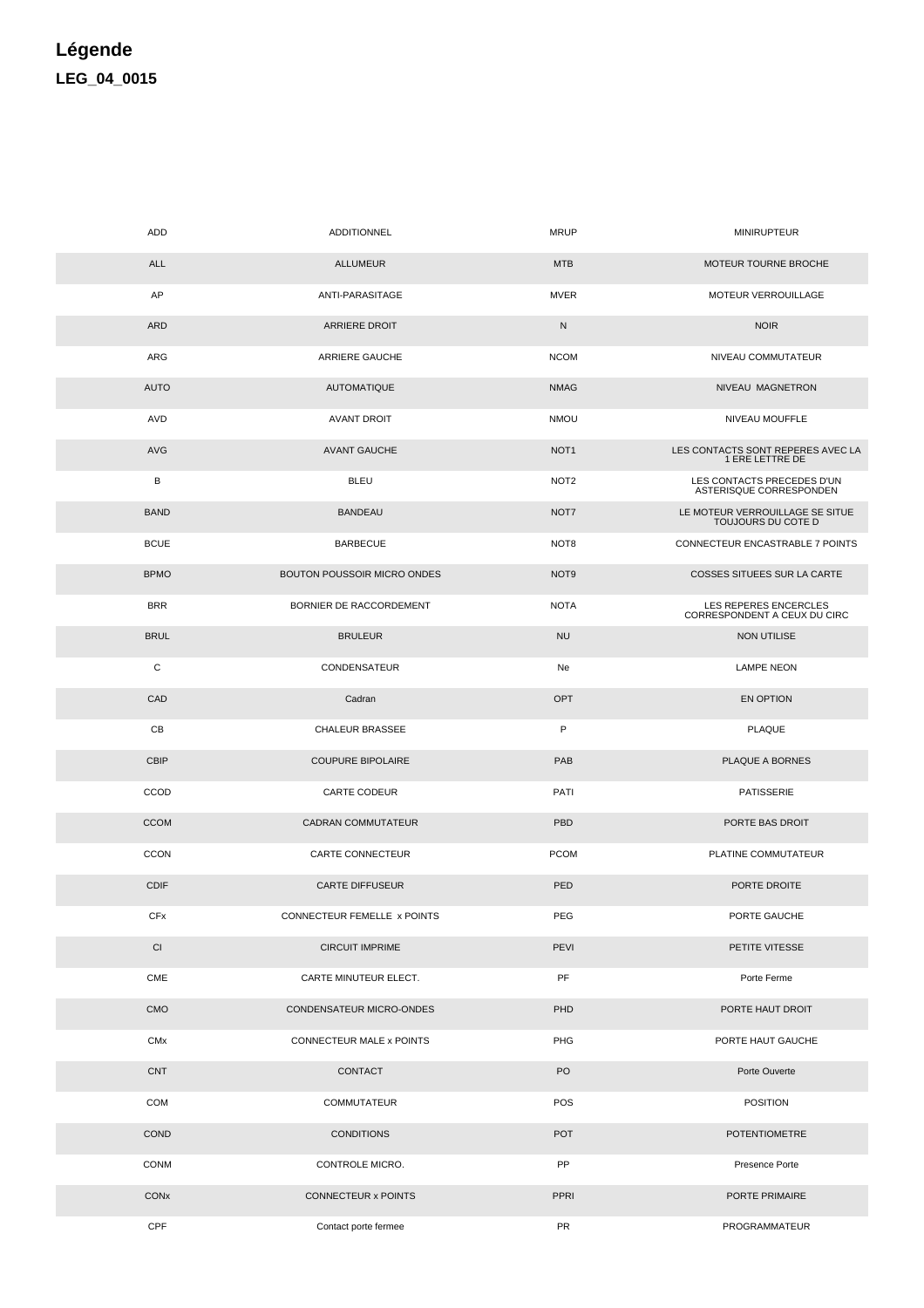# Légende

## LEG_04_0015

| ADD | ADDITIONNEL | MRUP | MINIRUPTEUR |
|---|---|---|---|
| ALL | ALLUMEUR | MTB | MOTEUR TOURNE BROCHE |
| AP | ANTI-PARASITAGE | MVER | MOTEUR VERROUILLAGE |
| ARD | ARRIERE DROIT | N | NOIR |
| ARG | ARRIERE GAUCHE | NCOM | NIVEAU COMMUTATEUR |
| AUTO | AUTOMATIQUE | NMAG | NIVEAU MAGNETRON |
| AVD | AVANT DROIT | NMOU | NIVEAU MOUFFLE |
| AVG | AVANT GAUCHE | NOT1 | LES CONTACTS SONT REPERES AVEC LA 1 ERE LETTRE DE |
| B | BLEU | NOT2 | LES CONTACTS PRECEDES D'UN ASTERISQUE CORRESPONDEN |
| BAND | BANDEAU | NOT7 | LE MOTEUR VERROUILLAGE SE SITUE TOUJOURS DU COTE D |
| BCUE | BARBECUE | NOT8 | CONNECTEUR ENCASTRABLE 7 POINTS |
| BPMO | BOUTON POUSSOIR MICRO ONDES | NOT9 | COSSES SITUEES SUR LA CARTE |
| BRR | BORNIER DE RACCORDEMENT | NOTA | LES REPERES ENCERCLES CORRESPONDENT A CEUX DU CIRC |
| BRUL | BRULEUR | NU | NON UTILISE |
| C | CONDENSATEUR | Ne | LAMPE NEON |
| CAD | Cadran | OPT | EN OPTION |
| CB | CHALEUR BRASSEE | P | PLAQUE |
| CBIP | COUPURE BIPOLAIRE | PAB | PLAQUE A BORNES |
| CCOD | CARTE CODEUR | PATI | PATISSERIE |
| CCOM | CADRAN COMMUTATEUR | PBD | PORTE BAS DROIT |
| CCON | CARTE CONNECTEUR | PCOM | PLATINE COMMUTATEUR |
| CDIF | CARTE DIFFUSEUR | PED | PORTE DROITE |
| CFx | CONNECTEUR FEMELLE x POINTS | PEG | PORTE GAUCHE |
| CI | CIRCUIT IMPRIME | PEVI | PETITE VITESSE |
| CME | CARTE MINUTEUR ELECT. | PF | Porte Ferme |
| CMO | CONDENSATEUR MICRO-ONDES | PHD | PORTE HAUT DROIT |
| CMx | CONNECTEUR MALE x POINTS | PHG | PORTE HAUT GAUCHE |
| CNT | CONTACT | PO | Porte Ouverte |
| COM | COMMUTATEUR | POS | POSITION |
| COND | CONDITIONS | POT | POTENTIOMETRE |
| CONM | CONTROLE MICRO. | PP | Presence Porte |
| CONx | CONNECTEUR x POINTS | PPRI | PORTE PRIMAIRE |
| CPF | Contact porte fermee | PR | PROGRAMMATEUR |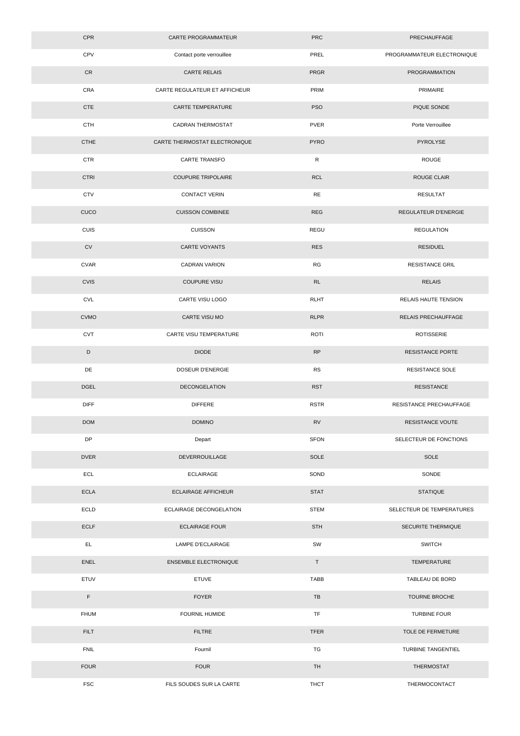| CPR | CARTE PROGRAMMATEUR | PRC | PRECHAUFFAGE |
|---|---|---|---|
| CPV | Contact porte verrouillee | PREL | PROGRAMMATEUR ELECTRONIQUE |
| CR | CARTE RELAIS | PRGR | PROGRAMMATION |
| CRA | CARTE REGULATEUR ET AFFICHEUR | PRIM | PRIMAIRE |
| CTE | CARTE TEMPERATURE | PSO | PIQUE SONDE |
| CTH | CADRAN THERMOSTAT | PVER | Porte Verrouillee |
| CTHE | CARTE THERMOSTAT ELECTRONIQUE | PYRO | PYROLYSE |
| CTR | CARTE TRANSFO | R | ROUGE |
| CTRI | COUPURE TRIPOLAIRE | RCL | ROUGE CLAIR |
| CTV | CONTACT VERIN | RE | RESULTAT |
| CUCO | CUISSON COMBINEE | REG | REGULATEUR D'ENERGIE |
| CUIS | CUISSON | REGU | REGULATION |
| CV | CARTE VOYANTS | RES | RESIDUEL |
| CVAR | CADRAN VARION | RG | RESISTANCE GRIL |
| CVIS | COUPURE VISU | RL | RELAIS |
| CVL | CARTE VISU LOGO | RLHT | RELAIS HAUTE TENSION |
| CVMO | CARTE VISU MO | RLPR | RELAIS PRECHAUFFAGE |
| CVT | CARTE VISU TEMPERATURE | ROTI | ROTISSERIE |
| D | DIODE | RP | RESISTANCE PORTE |
| DE | DOSEUR D'ENERGIE | RS | RESISTANCE SOLE |
| DGEL | DECONGELATION | RST | RESISTANCE |
| DIFF | DIFFERE | RSTR | RESISTANCE PRECHAUFFAGE |
| DOM | DOMINO | RV | RESISTANCE VOUTE |
| DP | Depart | SFON | SELECTEUR DE FONCTIONS |
| DVER | DEVERROUILLAGE | SOLE | SOLE |
| ECL | ECLAIRAGE | SOND | SONDE |
| ECLA | ECLAIRAGE AFFICHEUR | STAT | STATIQUE |
| ECLD | ECLAIRAGE DECONGELATION | STEM | SELECTEUR DE TEMPERATURES |
| ECLF | ECLAIRAGE FOUR | STH | SECURITE THERMIQUE |
| EL | LAMPE D'ECLAIRAGE | SW | SWITCH |
| ENEL | ENSEMBLE ELECTRONIQUE | T | TEMPERATURE |
| ETUV | ETUVE | TABB | TABLEAU DE BORD |
| F | FOYER | TB | TOURNE BROCHE |
| FHUM | FOURNIL HUMIDE | TF | TURBINE FOUR |
| FILT | FILTRE | TFER | TOLE DE FERMETURE |
| FNIL | Fournil | TG | TURBINE TANGENTIEL |
| FOUR | FOUR | TH | THERMOSTAT |
| FSC | FILS SOUDES SUR LA CARTE | THCT | THERMOCONTACT |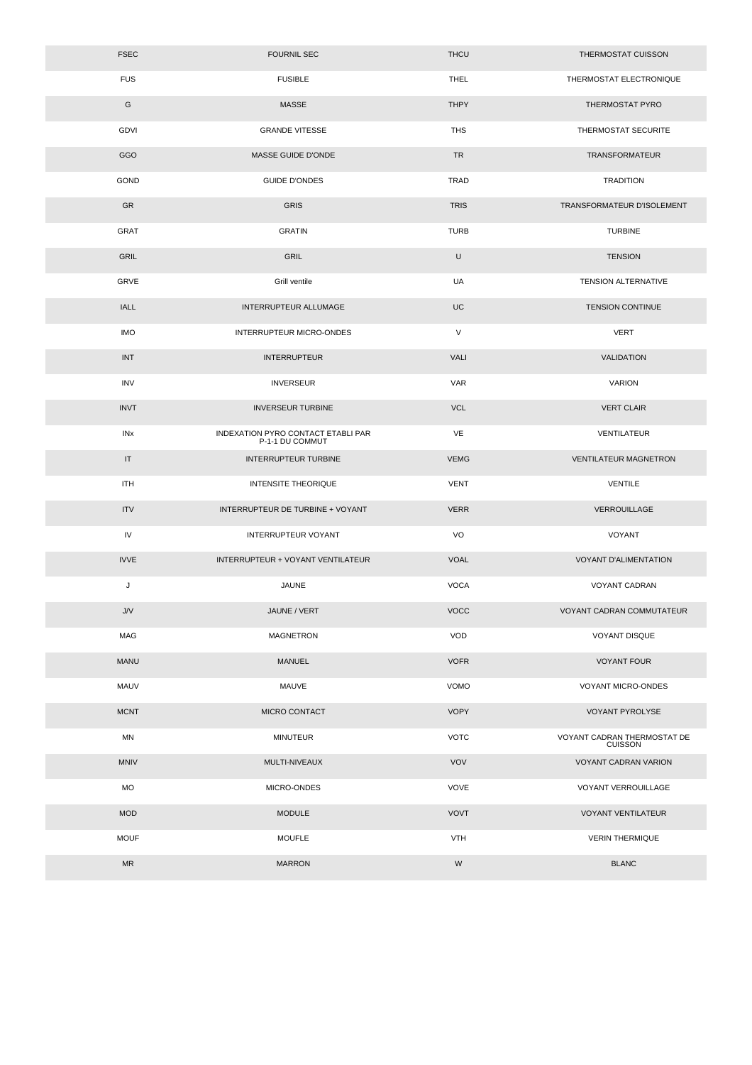| | | | |
|---|---|---|---|
| FSEC | FOURNIL SEC | THCU | THERMOSTAT CUISSON |
| FUS | FUSIBLE | THEL | THERMOSTAT ELECTRONIQUE |
| G | MASSE | THPY | THERMOSTAT PYRO |
| GDVI | GRANDE VITESSE | THS | THERMOSTAT SECURITE |
| GGO | MASSE GUIDE D'ONDE | TR | TRANSFORMATEUR |
| GOND | GUIDE D'ONDES | TRAD | TRADITION |
| GR | GRIS | TRIS | TRANSFORMATEUR D'ISOLEMENT |
| GRAT | GRATIN | TURB | TURBINE |
| GRIL | GRIL | U | TENSION |
| GRVE | Grill ventile | UA | TENSION ALTERNATIVE |
| IALL | INTERRUPTEUR ALLUMAGE | UC | TENSION CONTINUE |
| IMO | INTERRUPTEUR MICRO-ONDES | V | VERT |
| INT | INTERRUPTEUR | VALI | VALIDATION |
| INV | INVERSEUR | VAR | VARION |
| INVT | INVERSEUR TURBINE | VCL | VERT CLAIR |
| INx | INDEXATION PYRO CONTACT ETABLI PAR P-1-1 DU COMMUT | VE | VENTILATEUR |
| IT | INTERRUPTEUR TURBINE | VEMG | VENTILATEUR MAGNETRON |
| ITH | INTENSITE THEORIQUE | VENT | VENTILE |
| ITV | INTERRUPTEUR DE TURBINE + VOYANT | VERR | VERROUILLAGE |
| IV | INTERRUPTEUR VOYANT | VO | VOYANT |
| IVVE | INTERRUPTEUR + VOYANT VENTILATEUR | VOAL | VOYANT D'ALIMENTATION |
| J | JAUNE | VOCA | VOYANT CADRAN |
| J/V | JAUNE / VERT | VOCC | VOYANT CADRAN COMMUTATEUR |
| MAG | MAGNETRON | VOD | VOYANT DISQUE |
| MANU | MANUEL | VOFR | VOYANT FOUR |
| MAUV | MAUVE | VOMO | VOYANT MICRO-ONDES |
| MCNT | MICRO CONTACT | VOPY | VOYANT PYROLYSE |
| MN | MINUTEUR | VOTC | VOYANT CADRAN THERMOSTAT DE CUISSON |
| MNIV | MULTI-NIVEAUX | VOV | VOYANT CADRAN VARION |
| MO | MICRO-ONDES | VOVE | VOYANT VERROUILLAGE |
| MOD | MODULE | VOVT | VOYANT VENTILATEUR |
| MOUF | MOUFLE | VTH | VERIN THERMIQUE |
| MR | MARRON | W | BLANC |